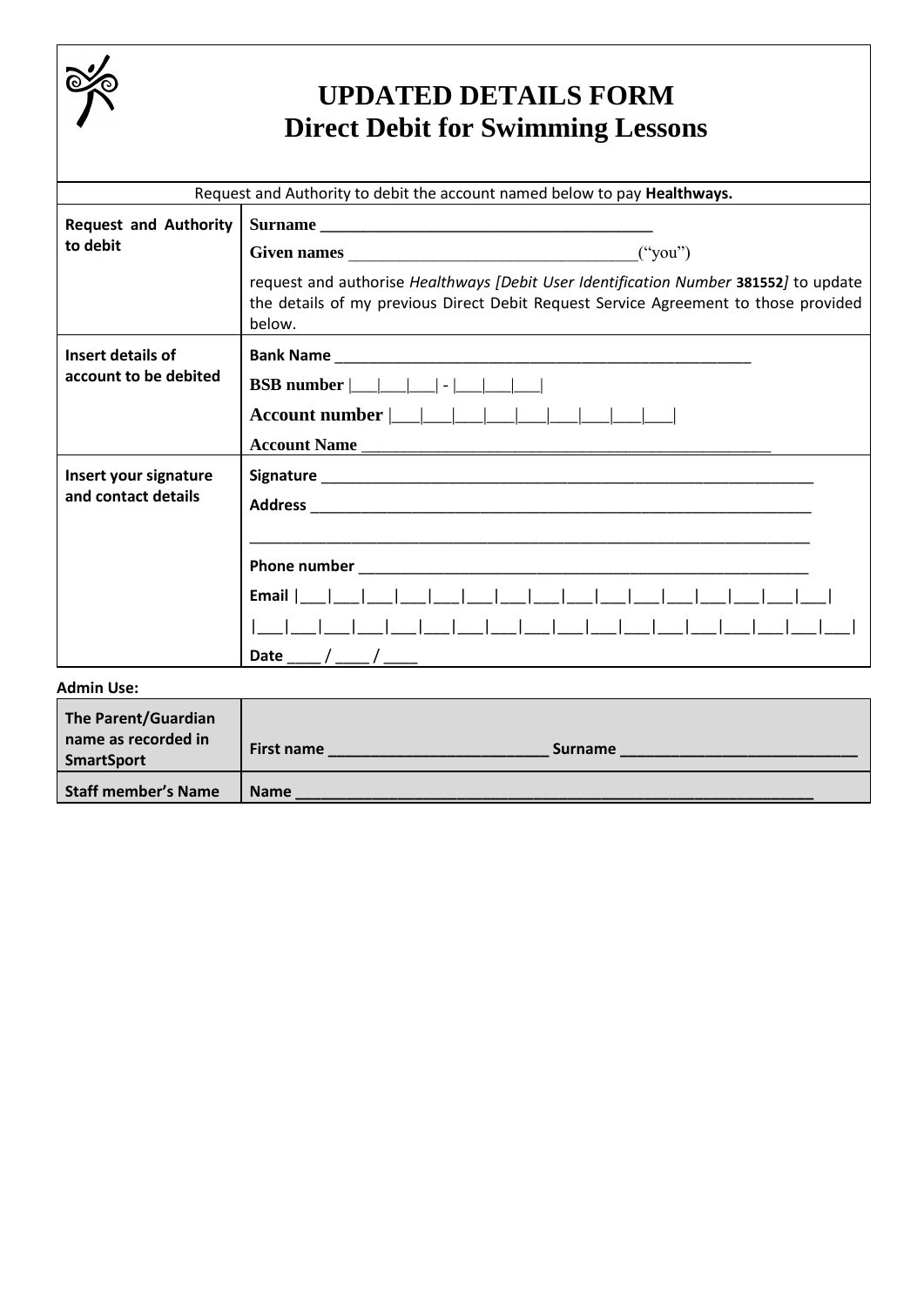# UPDATED DETAILS FORM
## Direct Debit for Swimming Lessons

| Request and Authority to debit the account named below to pay **Healthways.** | |
|---|---|
| **Request and Authority to debit** | **Surname** ________________________________________<br>**Given names** __________________________________(“you”)<br><br>request and authorise *Healthways [Debit User Identification Number* **381552***]* to update the details of my previous Direct Debit Request Service Agreement to those provided below. |
| **Insert details of account to be debited** | **Bank Name** ___________________________________________________<br>**BSB number** &#124;___&#124;___&#124;___&#124; - &#124;___&#124;___&#124;___&#124;<br>**Account number** &#124;___&#124;___&#124;___&#124;___&#124;___&#124;___&#124;___&#124;___&#124;___&#124;<br>**Account Name** ___________________________________________________ |
| **Insert your signature and contact details** | **Signature** ____________________________________________________________<br>**Address** _____________________________________________________________<br>____________________________________________________________________<br>**Phone number** ________________________________________________________<br>**Email** &#124;___&#124;___&#124;___&#124;___&#124;___&#124;___&#124;___&#124;___&#124;___&#124;___&#124;___&#124;___&#124;___&#124;___&#124;___&#124;___&#124;___&#124;<br>&#124;___&#124;___&#124;___&#124;___&#124;___&#124;___&#124;___&#124;___&#124;___&#124;___&#124;___&#124;___&#124;___&#124;___&#124;___&#124;___&#124;___&#124;___&#124;<br>**Date** ____ / ____ / ____ |

**Admin Use:**

| **The Parent/Guardian name as recorded in SmartSport** | **First name** __________________________ **Surname** ____________________________ |
|---|---|
| **Staff member's Name** | **Name** ____________________________________________________________ |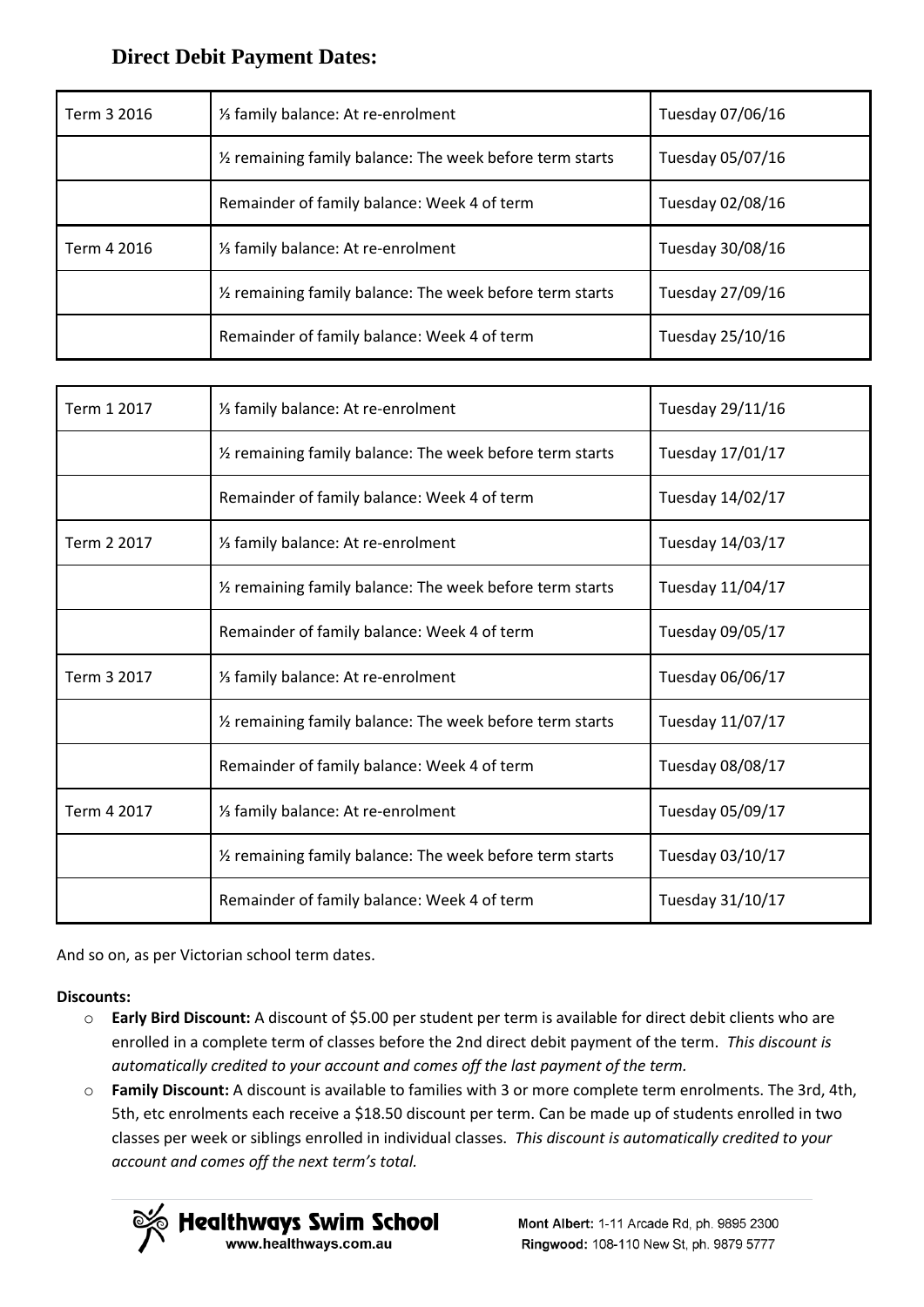## Direct Debit Payment Dates:

| | | |
|---|---|---|
| Term 3 2016 | ⅓ family balance: At re-enrolment | Tuesday 07/06/16 |
| | ½ remaining family balance: The week before term starts | Tuesday 05/07/16 |
| | Remainder of family balance: Week 4 of term | Tuesday 02/08/16 |
| Term 4 2016 | ⅓ family balance: At re-enrolment | Tuesday 30/08/16 |
| | ½ remaining family balance: The week before term starts | Tuesday 27/09/16 |
| | Remainder of family balance: Week 4 of term | Tuesday 25/10/16 |

| | | |
|---|---|---|
| Term 1 2017 | ⅓ family balance: At re-enrolment | Tuesday 29/11/16 |
| | ½ remaining family balance: The week before term starts | Tuesday 17/01/17 |
| | Remainder of family balance: Week 4 of term | Tuesday 14/02/17 |
| Term 2 2017 | ⅓ family balance: At re-enrolment | Tuesday 14/03/17 |
| | ½ remaining family balance: The week before term starts | Tuesday 11/04/17 |
| | Remainder of family balance: Week 4 of term | Tuesday 09/05/17 |
| Term 3 2017 | ⅓ family balance: At re-enrolment | Tuesday 06/06/17 |
| | ½ remaining family balance: The week before term starts | Tuesday 11/07/17 |
| | Remainder of family balance: Week 4 of term | Tuesday 08/08/17 |
| Term 4 2017 | ⅓ family balance: At re-enrolment | Tuesday 05/09/17 |
| | ½ remaining family balance: The week before term starts | Tuesday 03/10/17 |
| | Remainder of family balance: Week 4 of term | Tuesday 31/10/17 |

And so on, as per Victorian school term dates.

**Discounts:**

- **Early Bird Discount:** A discount of $5.00 per student per term is available for direct debit clients who are enrolled in a complete term of classes before the 2nd direct debit payment of the term. *This discount is automatically credited to your account and comes off the last payment of the term.*
- **Family Discount:** A discount is available to families with 3 or more complete term enrolments. The 3rd, 4th, 5th, etc enrolments each receive a $18.50 discount per term. Can be made up of students enrolled in two classes per week or siblings enrolled in individual classes. *This discount is automatically credited to your account and comes off the next term's total.*

**Healthways Swim School**
www.healthways.com.au

**Mont Albert:** 1-11 Arcade Rd, ph. 9895 2300
**Ringwood:** 108-110 New St, ph. 9879 5777